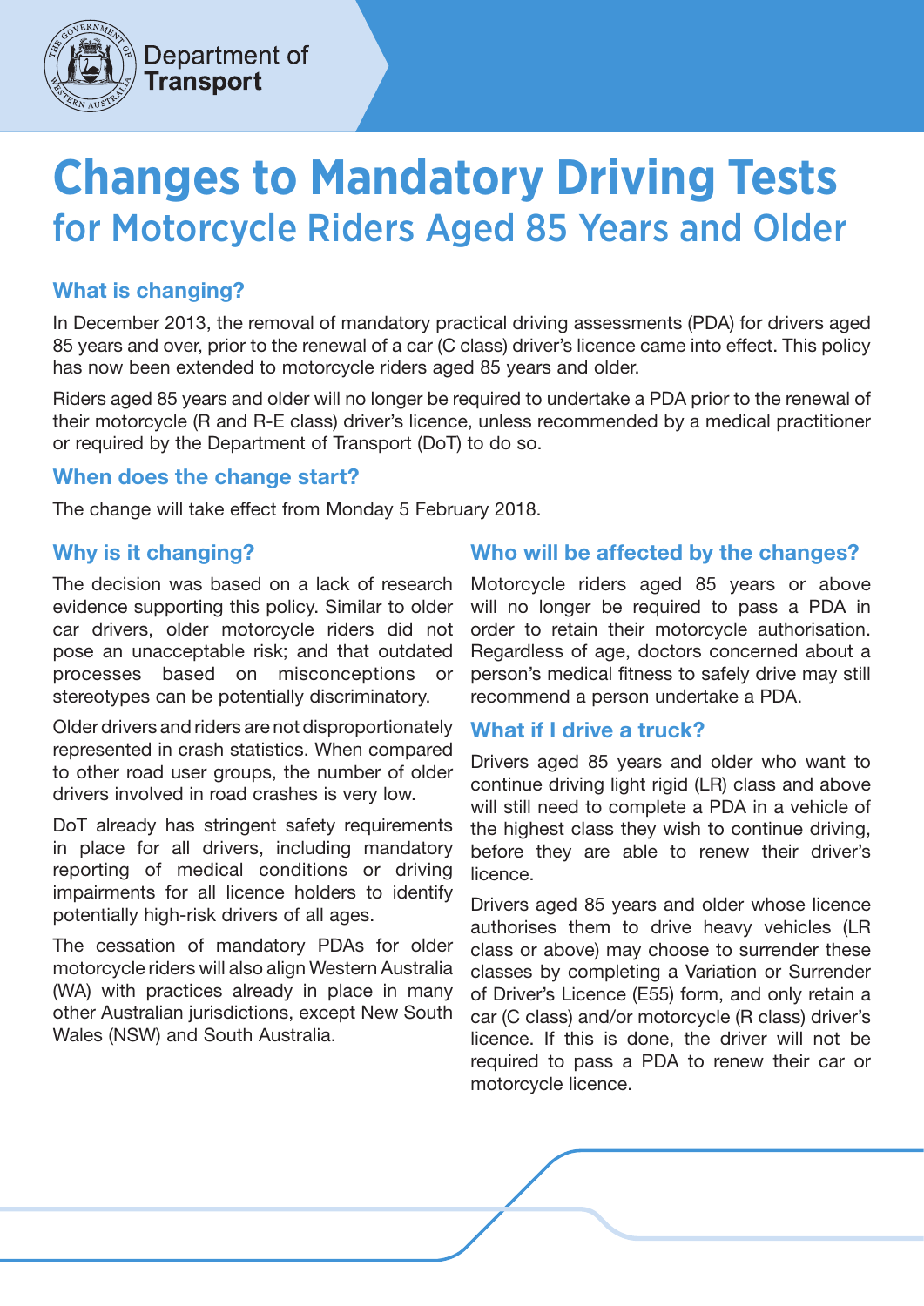Department of Transport

# Changes to Mandatory Driving Tests
## for Motorcycle Riders Aged 85 Years and Older

### What is changing?

In December 2013, the removal of mandatory practical driving assessments (PDA) for drivers aged 85 years and over, prior to the renewal of a car (C class) driver's licence came into effect. This policy has now been extended to motorcycle riders aged 85 years and older.

Riders aged 85 years and older will no longer be required to undertake a PDA prior to the renewal of their motorcycle (R and R-E class) driver's licence, unless recommended by a medical practitioner or required by the Department of Transport (DoT) to do so.

### When does the change start?

The change will take effect from Monday 5 February 2018.

### Why is it changing?

The decision was based on a lack of research evidence supporting this policy. Similar to older car drivers, older motorcycle riders did not pose an unacceptable risk; and that outdated processes based on misconceptions or stereotypes can be potentially discriminatory.

Older drivers and riders are not disproportionately represented in crash statistics. When compared to other road user groups, the number of older drivers involved in road crashes is very low.

DoT already has stringent safety requirements in place for all drivers, including mandatory reporting of medical conditions or driving impairments for all licence holders to identify potentially high-risk drivers of all ages.

The cessation of mandatory PDAs for older motorcycle riders will also align Western Australia (WA) with practices already in place in many other Australian jurisdictions, except New South Wales (NSW) and South Australia.

### Who will be affected by the changes?

Motorcycle riders aged 85 years or above will no longer be required to pass a PDA in order to retain their motorcycle authorisation. Regardless of age, doctors concerned about a person's medical fitness to safely drive may still recommend a person undertake a PDA.

### What if I drive a truck?

Drivers aged 85 years and older who want to continue driving light rigid (LR) class and above will still need to complete a PDA in a vehicle of the highest class they wish to continue driving, before they are able to renew their driver's licence.

Drivers aged 85 years and older whose licence authorises them to drive heavy vehicles (LR class or above) may choose to surrender these classes by completing a Variation or Surrender of Driver's Licence (E55) form, and only retain a car (C class) and/or motorcycle (R class) driver's licence. If this is done, the driver will not be required to pass a PDA to renew their car or motorcycle licence.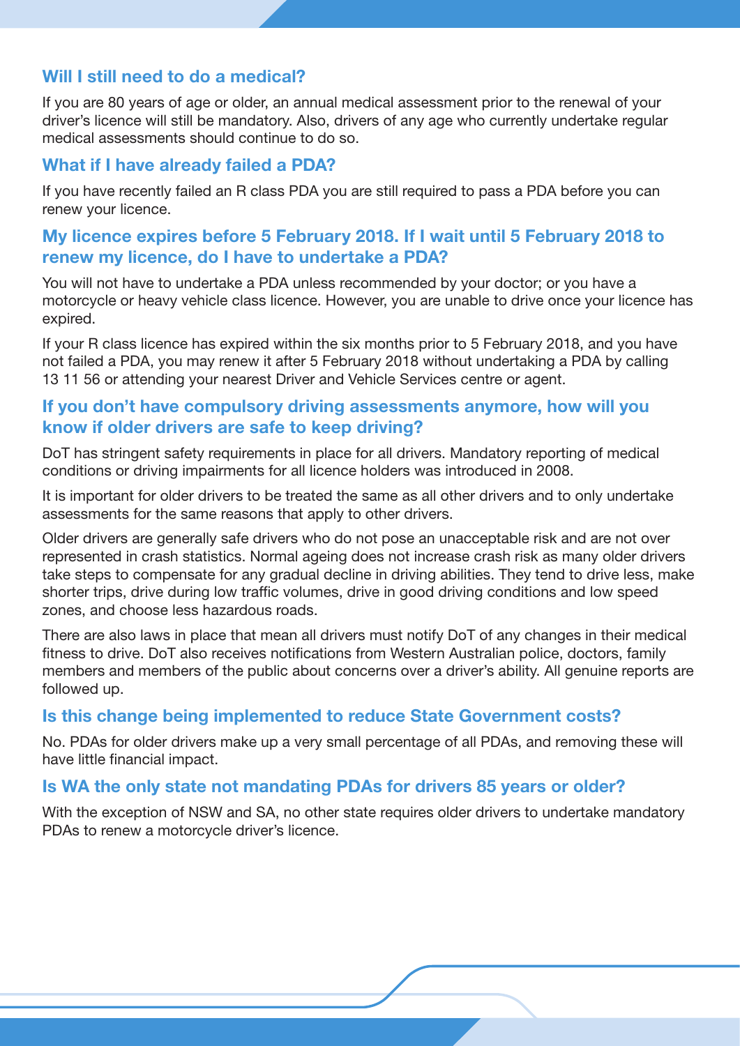### Will I still need to do a medical?

If you are 80 years of age or older, an annual medical assessment prior to the renewal of your driver's licence will still be mandatory. Also, drivers of any age who currently undertake regular medical assessments should continue to do so.

### What if I have already failed a PDA?

If you have recently failed an R class PDA you are still required to pass a PDA before you can renew your licence.

### My licence expires before 5 February 2018. If I wait until 5 February 2018 to renew my licence, do I have to undertake a PDA?

You will not have to undertake a PDA unless recommended by your doctor; or you have a motorcycle or heavy vehicle class licence. However, you are unable to drive once your licence has expired.

If your R class licence has expired within the six months prior to 5 February 2018, and you have not failed a PDA, you may renew it after 5 February 2018 without undertaking a PDA by calling 13 11 56 or attending your nearest Driver and Vehicle Services centre or agent.

### If you don't have compulsory driving assessments anymore, how will you know if older drivers are safe to keep driving?

DoT has stringent safety requirements in place for all drivers. Mandatory reporting of medical conditions or driving impairments for all licence holders was introduced in 2008.

It is important for older drivers to be treated the same as all other drivers and to only undertake assessments for the same reasons that apply to other drivers.

Older drivers are generally safe drivers who do not pose an unacceptable risk and are not over represented in crash statistics. Normal ageing does not increase crash risk as many older drivers take steps to compensate for any gradual decline in driving abilities. They tend to drive less, make shorter trips, drive during low traffic volumes, drive in good driving conditions and low speed zones, and choose less hazardous roads.

There are also laws in place that mean all drivers must notify DoT of any changes in their medical fitness to drive. DoT also receives notifications from Western Australian police, doctors, family members and members of the public about concerns over a driver's ability. All genuine reports are followed up.

### Is this change being implemented to reduce State Government costs?

No. PDAs for older drivers make up a very small percentage of all PDAs, and removing these will have little financial impact.

### Is WA the only state not mandating PDAs for drivers 85 years or older?

With the exception of NSW and SA, no other state requires older drivers to undertake mandatory PDAs to renew a motorcycle driver's licence.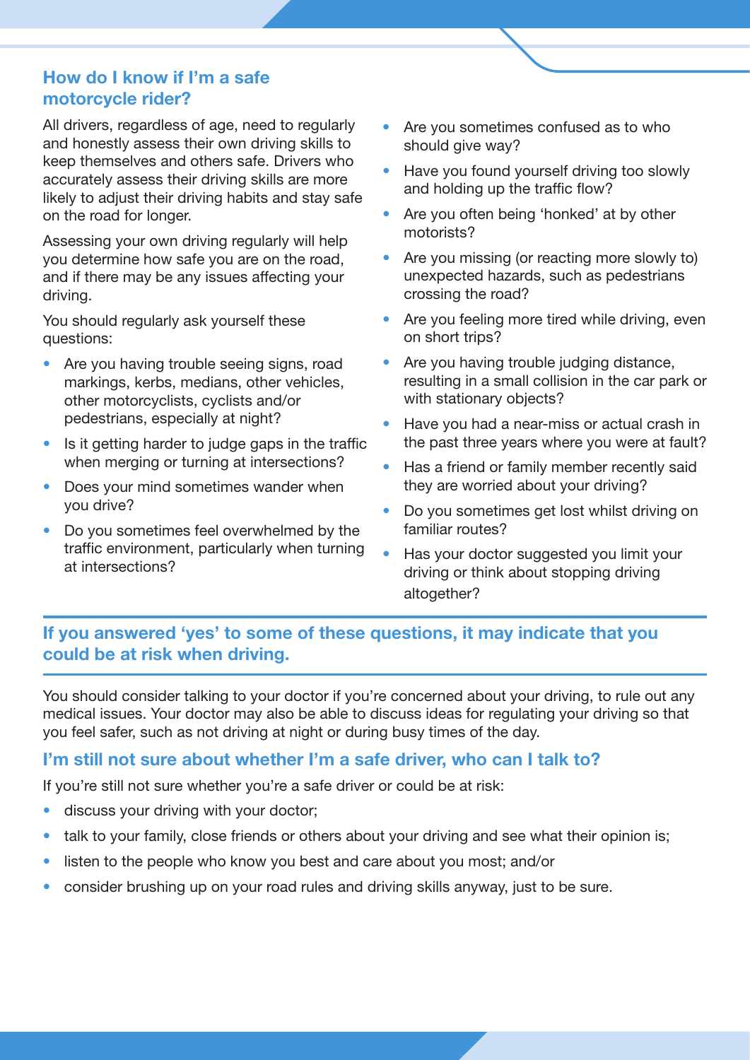## How do I know if I'm a safe motorcycle rider?

All drivers, regardless of age, need to regularly and honestly assess their own driving skills to keep themselves and others safe. Drivers who accurately assess their driving skills are more likely to adjust their driving habits and stay safe on the road for longer.

Assessing your own driving regularly will help you determine how safe you are on the road, and if there may be any issues affecting your driving.

You should regularly ask yourself these questions:

- Are you having trouble seeing signs, road markings, kerbs, medians, other vehicles, other motorcyclists, cyclists and/or pedestrians, especially at night?
- Is it getting harder to judge gaps in the traffic when merging or turning at intersections?
- Does your mind sometimes wander when you drive?
- Do you sometimes feel overwhelmed by the traffic environment, particularly when turning at intersections?
- Are you sometimes confused as to who should give way?
- Have you found yourself driving too slowly and holding up the traffic flow?
- Are you often being 'honked' at by other motorists?
- Are you missing (or reacting more slowly to) unexpected hazards, such as pedestrians crossing the road?
- Are you feeling more tired while driving, even on short trips?
- Are you having trouble judging distance, resulting in a small collision in the car park or with stationary objects?
- Have you had a near-miss or actual crash in the past three years where you were at fault?
- Has a friend or family member recently said they are worried about your driving?
- Do you sometimes get lost whilst driving on familiar routes?
- Has your doctor suggested you limit your driving or think about stopping driving altogether?

**If you answered 'yes' to some of these questions, it may indicate that you could be at risk when driving.**

You should consider talking to your doctor if you're concerned about your driving, to rule out any medical issues. Your doctor may also be able to discuss ideas for regulating your driving so that you feel safer, such as not driving at night or during busy times of the day.

## I'm still not sure about whether I'm a safe driver, who can I talk to?

If you're still not sure whether you're a safe driver or could be at risk:

- discuss your driving with your doctor;
- talk to your family, close friends or others about your driving and see what their opinion is;
- listen to the people who know you best and care about you most; and/or
- consider brushing up on your road rules and driving skills anyway, just to be sure.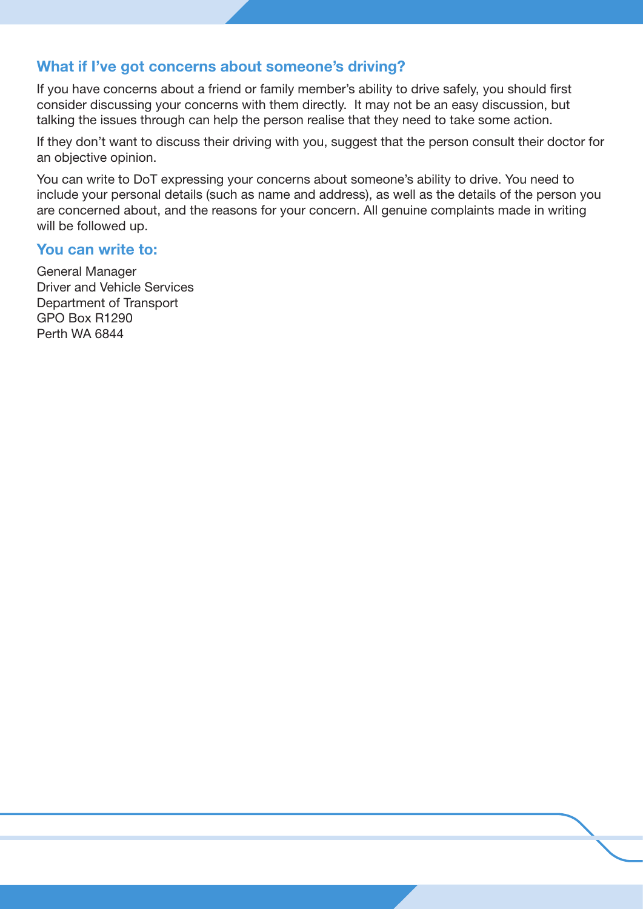## What if I've got concerns about someone's driving?

If you have concerns about a friend or family member's ability to drive safely, you should first consider discussing your concerns with them directly. It may not be an easy discussion, but talking the issues through can help the person realise that they need to take some action.

If they don't want to discuss their driving with you, suggest that the person consult their doctor for an objective opinion.

You can write to DoT expressing your concerns about someone's ability to drive. You need to include your personal details (such as name and address), as well as the details of the person you are concerned about, and the reasons for your concern. All genuine complaints made in writing will be followed up.

## You can write to:

General Manager
Driver and Vehicle Services
Department of Transport
GPO Box R1290
Perth WA 6844